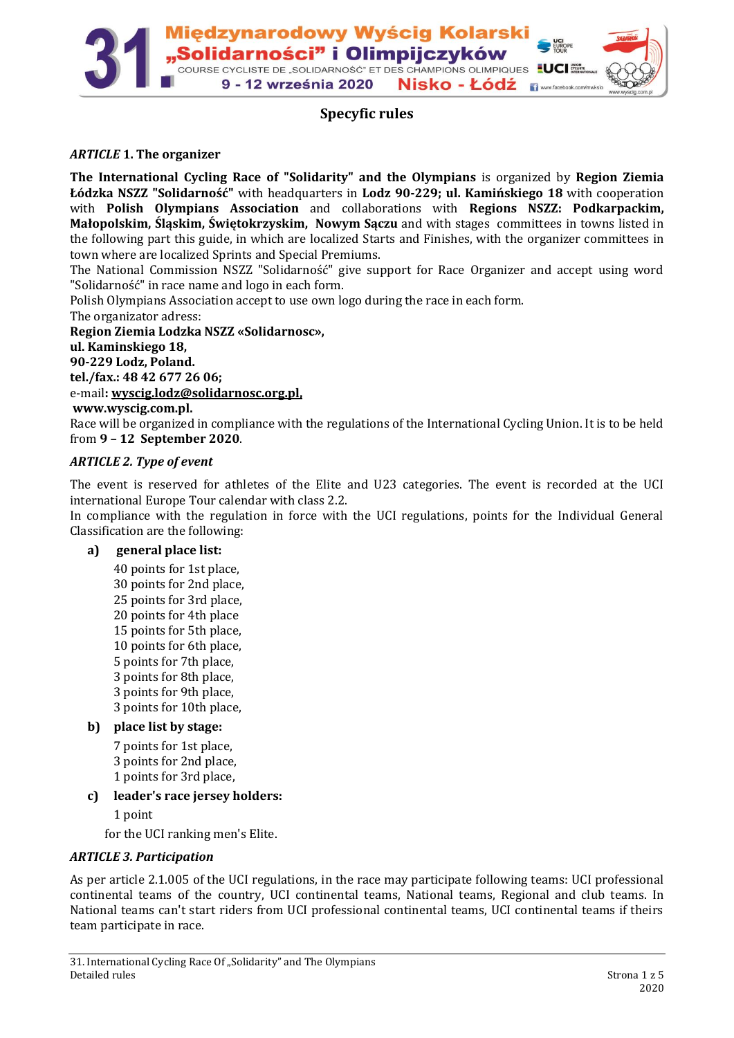## Specyfic rules

### *ARTICLE* 1. The organizer

**The International Cycling Race of "Solidarity" and the Olympians** is organized by **Region Ziemia Łódzka NSZZ "Solidarność"** with headquarters in **Lodz 90-229; ul. Kamińskiego 18** with cooperation with **Polish Olympians Association** and collaborations with **Regions NSZZ: Podkarpackim, Małopolskim, Śląskim, Świętokrzyskim, Nowym Sączu** and with stages committees in towns listed in the following part this guide, in which are localized Starts and Finishes, with the organizer committees in town where are localized Sprints and Special Premiums.

The National Commission NSZZ "Solidarność" give support for Race Organizer and accept using word "Solidarność" in race name and logo in each form.

Polish Olympians Association accept to use own logo during the race in each form.

The organizer adress:

**Region Ziemia Lodzka NSZZ «Solidarnosc»,**
**ul. Kaminskiego 18,**
**90-229 Lodz, Poland.**
**tel./fax.: 48 42 677 26 06;**
e-mail**: wyscig.lodz@solidarnosc.org.pl,**
**www.wyscig.com.pl.**

Race will be organized in compliance with the regulations of the International Cycling Union. It is to be held from **9 – 12 September 2020**.

### *ARTICLE 2. Type of event*

The event is reserved for athletes of the Elite and U23 categories. The event is recorded at the UCI international Europe Tour calendar with class 2.2.

In compliance with the regulation in force with the UCI regulations, points for the Individual General Classification are the following:

**a) general place list:**

40 points for 1st place,
30 points for 2nd place,
25 points for 3rd place,
20 points for 4th place
15 points for 5th place,
10 points for 6th place,
5 points for 7th place,
3 points for 8th place,
3 points for 9th place,
3 points for 10th place,

**b) place list by stage:**

7 points for 1st place,
3 points for 2nd place,
1 points for 3rd place,

**c) leader's race jersey holders:**

1 point

for the UCI ranking men's Elite.

### *ARTICLE 3. Participation*

As per article 2.1.005 of the UCI regulations, in the race may participate following teams: UCI professional continental teams of the country, UCI continental teams, National teams, Regional and club teams. In National teams can't start riders from UCI professional continental teams, UCI continental teams if theirs team participate in race.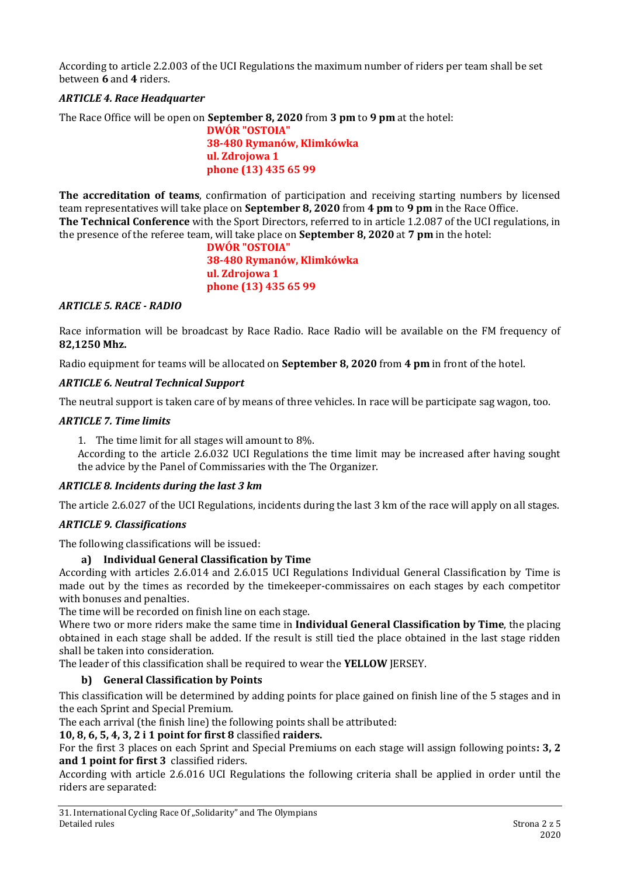According to article 2.2.003 of the UCI Regulations the maximum number of riders per team shall be set between **6** and **4** riders.

### *ARTICLE 4. Race Headquarter*

The Race Office will be open on **September 8, 2020** from **3 pm** to **9 pm** at the hotel:

**DWÓR "OSTOIA"**
**38-480 Rymanów, Klimkówka**
**ul. Zdrojowa 1**
**phone (13) 435 65 99**

**The accreditation of teams**, confirmation of participation and receiving starting numbers by licensed team representatives will take place on **September 8, 2020** from **4 pm** to **9 pm** in the Race Office.
**The Technical Conference** with the Sport Directors, referred to in article 1.2.087 of the UCI regulations, in the presence of the referee team, will take place on **September 8, 2020** at **7 pm** in the hotel:

**DWÓR "OSTOIA"**
**38-480 Rymanów, Klimkówka**
**ul. Zdrojowa 1**
**phone (13) 435 65 99**

### *ARTICLE 5. RACE - RADIO*

Race information will be broadcast by Race Radio. Race Radio will be available on the FM frequency of **82,1250 Mhz.**

Radio equipment for teams will be allocated on **September 8, 2020** from **4 pm** in front of the hotel.

### *ARTICLE 6. Neutral Technical Support*

The neutral support is taken care of by means of three vehicles. In race will be participate sag wagon, too.

### *ARTICLE 7. Time limits*

1. The time limit for all stages will amount to 8%.
According to the article 2.6.032 UCI Regulations the time limit may be increased after having sought the advice by the Panel of Commissaries with the The Organizer.

### *ARTICLE 8. Incidents during the last 3 km*

The article 2.6.027 of the UCI Regulations, incidents during the last 3 km of the race will apply on all stages.

### *ARTICLE 9. Classifications*

The following classifications will be issued:

**a) Individual General Classification by Time**

According with articles 2.6.014 and 2.6.015 UCI Regulations Individual General Classification by Time is made out by the times as recorded by the timekeeper-commissaires on each stages by each competitor with bonuses and penalties.
The time will be recorded on finish line on each stage.
Where two or more riders make the same time in **Individual General Classification by Time**, the placing obtained in each stage shall be added. If the result is still tied the place obtained in the last stage ridden shall be taken into consideration.
The leader of this classification shall be required to wear the **YELLOW** JERSEY.

**b) General Classification by Points**

This classification will be determined by adding points for place gained on finish line of the 5 stages and in the each Sprint and Special Premium.
The each arrival (the finish line) the following points shall be attributed:
**10, 8, 6, 5, 4, 3, 2 i 1 point for first 8** classified **raiders.**
For the first 3 places on each Sprint and Special Premiums on each stage will assign following points**: 3, 2 and 1 point for first 3** classified riders.
According with article 2.6.016 UCI Regulations the following criteria shall be applied in order until the riders are separated: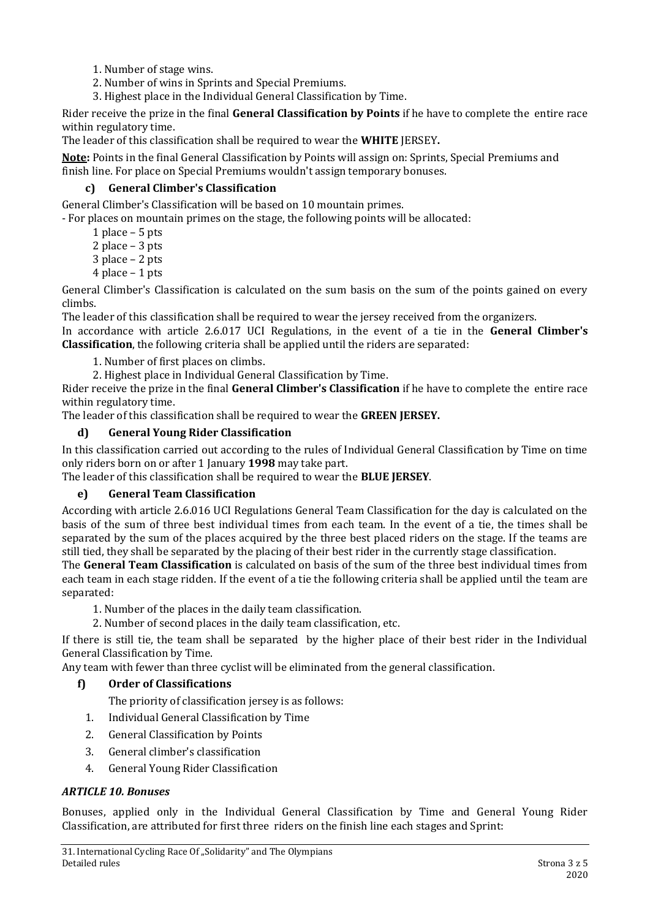1. Number of stage wins.
2. Number of wins in Sprints and Special Premiums.
3. Highest place in the Individual General Classification by Time.

Rider receive the prize in the final **General Classification by Points** if he have to complete the entire race within regulatory time.

The leader of this classification shall be required to wear the **WHITE** JERSEY**.**

**Note:** Points in the final General Classification by Points will assign on: Sprints, Special Premiums and finish line. For place on Special Premiums wouldn't assign temporary bonuses.

#### c) General Climber's Classification

General Climber's Classification will be based on 10 mountain primes.

- For places on mountain primes on the stage, the following points will be allocated:

1 place – 5 pts
2 place – 3 pts
3 place – 2 pts
4 place – 1 pts

General Climber's Classification is calculated on the sum basis on the sum of the points gained on every climbs.

The leader of this classification shall be required to wear the jersey received from the organizers.

In accordance with article 2.6.017 UCI Regulations, in the event of a tie in the **General Climber's Classification**, the following criteria shall be applied until the riders are separated:

1. Number of first places on climbs.
2. Highest place in Individual General Classification by Time.

Rider receive the prize in the final **General Climber's Classification** if he have to complete the entire race within regulatory time.

The leader of this classification shall be required to wear the **GREEN JERSEY.**

#### d) General Young Rider Classification

In this classification carried out according to the rules of Individual General Classification by Time on time only riders born on or after 1 January **1998** may take part.

The leader of this classification shall be required to wear the **BLUE JERSEY**.

#### e) General Team Classification

According with article 2.6.016 UCI Regulations General Team Classification for the day is calculated on the basis of the sum of three best individual times from each team. In the event of a tie, the times shall be separated by the sum of the places acquired by the three best placed riders on the stage. If the teams are still tied, they shall be separated by the placing of their best rider in the currently stage classification.

The **General Team Classification** is calculated on basis of the sum of the three best individual times from each team in each stage ridden. If the event of a tie the following criteria shall be applied until the team are separated:

1. Number of the places in the daily team classification.
2. Number of second places in the daily team classification, etc.

If there is still tie, the team shall be separated by the higher place of their best rider in the Individual General Classification by Time.

Any team with fewer than three cyclist will be eliminated from the general classification.

#### f) Order of Classifications

The priority of classification jersey is as follows:

1. Individual General Classification by Time
2. General Classification by Points
3. General climber's classification
4. General Young Rider Classification

### *ARTICLE 10. Bonuses*

Bonuses, applied only in the Individual General Classification by Time and General Young Rider Classification, are attributed for first three riders on the finish line each stages and Sprint: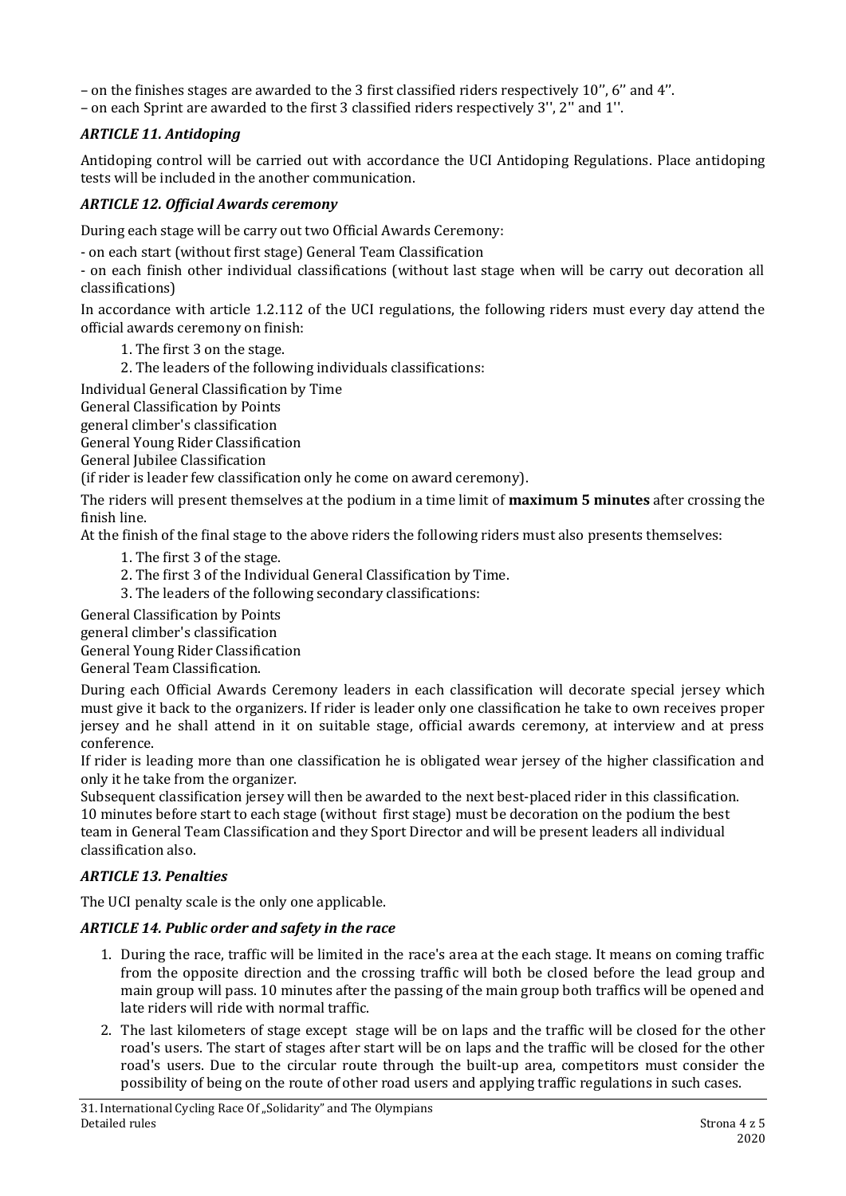– on the finishes stages are awarded to the 3 first classified riders respectively 10'', 6'' and 4''.
– on each Sprint are awarded to the first 3 classified riders respectively 3'', 2'' and 1''.

### *ARTICLE 11. Antidoping*

Antidoping control will be carried out with accordance the UCI Antidoping Regulations. Place antidoping tests will be included in the another communication.

### *ARTICLE 12. Official Awards ceremony*

During each stage will be carry out two Official Awards Ceremony:

- on each start (without first stage) General Team Classification
- on each finish other individual classifications (without last stage when will be carry out decoration all classifications)

In accordance with article 1.2.112 of the UCI regulations, the following riders must every day attend the official awards ceremony on finish:

1. The first 3 on the stage.
2. The leaders of the following individuals classifications:

Individual General Classification by Time
General Classification by Points
general climber's classification
General Young Rider Classification
General Jubilee Classification
(if rider is leader few classification only he come on award ceremony).

The riders will present themselves at the podium in a time limit of **maximum 5 minutes** after crossing the finish line.

At the finish of the final stage to the above riders the following riders must also presents themselves:

1. The first 3 of the stage.
2. The first 3 of the Individual General Classification by Time.
3. The leaders of the following secondary classifications:

General Classification by Points
general climber's classification
General Young Rider Classification
General Team Classification.

During each Official Awards Ceremony leaders in each classification will decorate special jersey which must give it back to the organizers. If rider is leader only one classification he take to own receives proper jersey and he shall attend in it on suitable stage, official awards ceremony, at interview and at press conference.

If rider is leading more than one classification he is obligated wear jersey of the higher classification and only it he take from the organizer.

Subsequent classification jersey will then be awarded to the next best-placed rider in this classification.
10 minutes before start to each stage (without first stage) must be decoration on the podium the best team in General Team Classification and they Sport Director and will be present leaders all individual classification also.

### *ARTICLE 13. Penalties*

The UCI penalty scale is the only one applicable.

### *ARTICLE 14. Public order and safety in the race*

1. During the race, traffic will be limited in the race's area at the each stage. It means on coming traffic from the opposite direction and the crossing traffic will both be closed before the lead group and main group will pass. 10 minutes after the passing of the main group both traffics will be opened and late riders will ride with normal traffic.
2. The last kilometers of stage except stage will be on laps and the traffic will be closed for the other road's users. The start of stages after start will be on laps and the traffic will be closed for the other road's users. Due to the circular route through the built-up area, competitors must consider the possibility of being on the route of other road users and applying traffic regulations in such cases.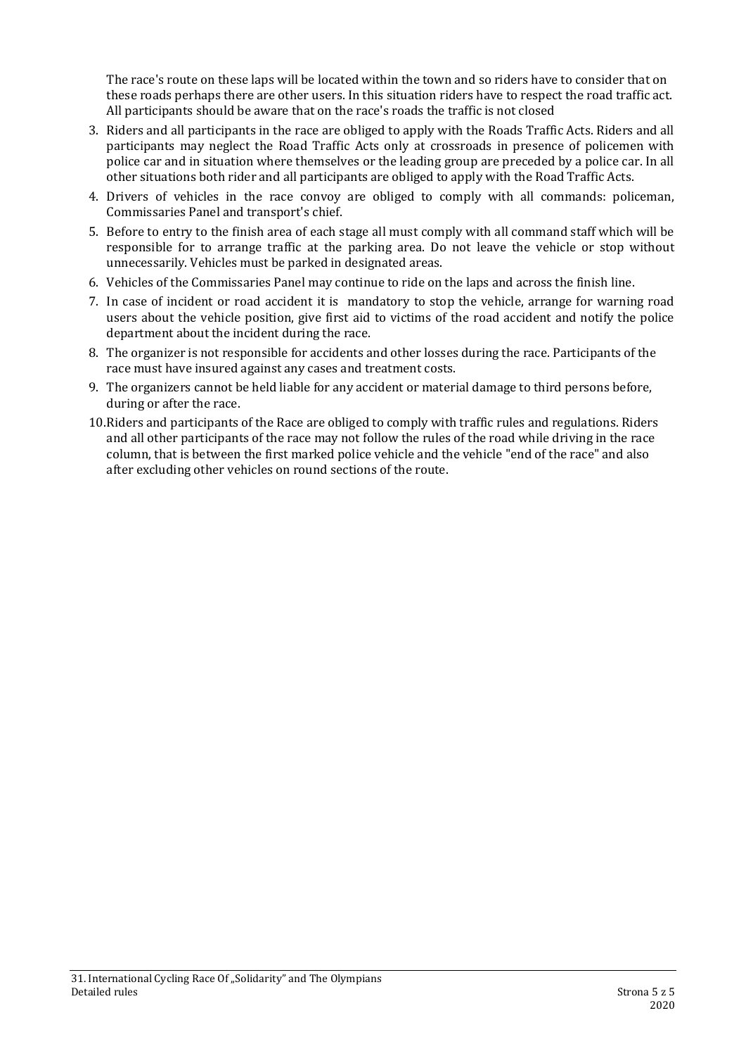The race's route on these laps will be located within the town and so riders have to consider that on these roads perhaps there are other users. In this situation riders have to respect the road traffic act. All participants should be aware that on the race's roads the traffic is not closed

3. Riders and all participants in the race are obliged to apply with the Roads Traffic Acts. Riders and all participants may neglect the Road Traffic Acts only at crossroads in presence of policemen with police car and in situation where themselves or the leading group are preceded by a police car. In all other situations both rider and all participants are obliged to apply with the Road Traffic Acts.
4. Drivers of vehicles in the race convoy are obliged to comply with all commands: policeman, Commissaries Panel and transport's chief.
5. Before to entry to the finish area of each stage all must comply with all command staff which will be responsible for to arrange traffic at the parking area. Do not leave the vehicle or stop without unnecessarily. Vehicles must be parked in designated areas.
6. Vehicles of the Commissaries Panel may continue to ride on the laps and across the finish line.
7. In case of incident or road accident it is mandatory to stop the vehicle, arrange for warning road users about the vehicle position, give first aid to victims of the road accident and notify the police department about the incident during the race.
8. The organizer is not responsible for accidents and other losses during the race. Participants of the race must have insured against any cases and treatment costs.
9. The organizers cannot be held liable for any accident or material damage to third persons before, during or after the race.
10. Riders and participants of the Race are obliged to comply with traffic rules and regulations. Riders and all other participants of the race may not follow the rules of the road while driving in the race column, that is between the first marked police vehicle and the vehicle "end of the race" and also after excluding other vehicles on round sections of the route.